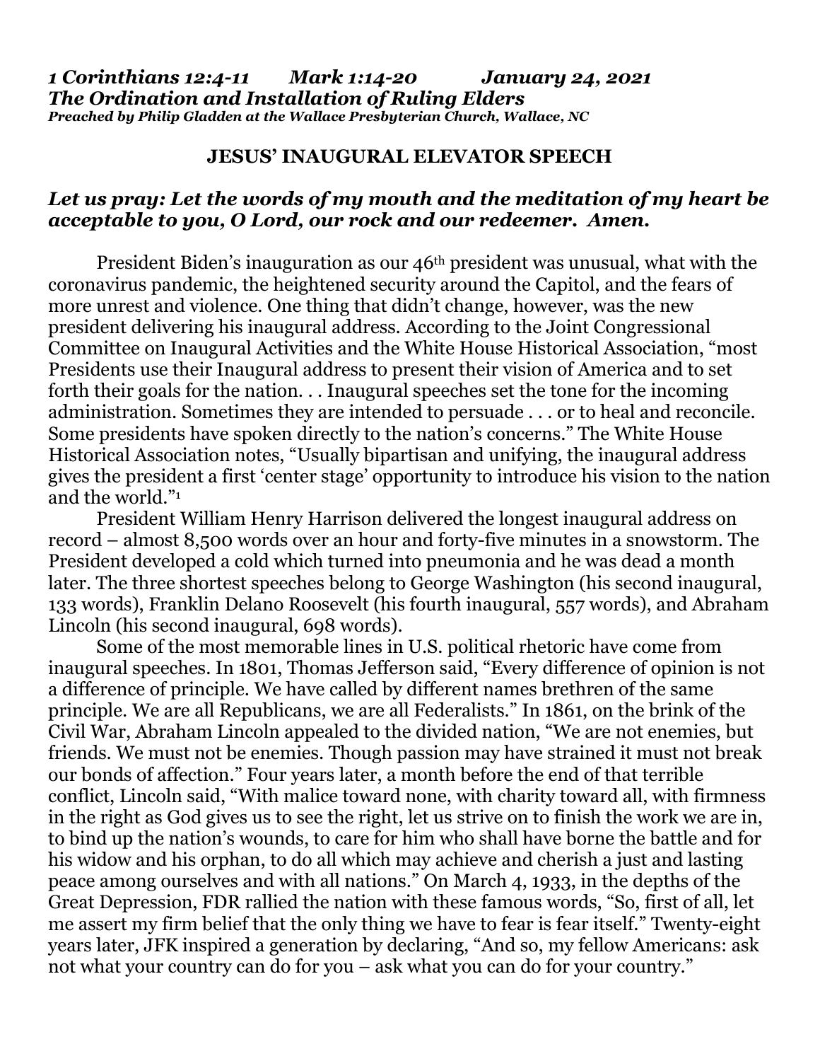***1 Corinthians 12:4-11 Mark 1:14-20 January 24, 2021***
***The Ordination and Installation of Ruling Elders***
***Preached by Philip Gladden at the Wallace Presbyterian Church, Wallace, NC***

## JESUS' INAUGURAL ELEVATOR SPEECH

***Let us pray: Let the words of my mouth and the meditation of my heart be acceptable to you, O Lord, our rock and our redeemer. Amen.***

President Biden's inauguration as our 46th president was unusual, what with the coronavirus pandemic, the heightened security around the Capitol, and the fears of more unrest and violence. One thing that didn't change, however, was the new president delivering his inaugural address. According to the Joint Congressional Committee on Inaugural Activities and the White House Historical Association, "most Presidents use their Inaugural address to present their vision of America and to set forth their goals for the nation. . . Inaugural speeches set the tone for the incoming administration. Sometimes they are intended to persuade . . . or to heal and reconcile. Some presidents have spoken directly to the nation's concerns." The White House Historical Association notes, "Usually bipartisan and unifying, the inaugural address gives the president a first 'center stage' opportunity to introduce his vision to the nation and the world."[1]

President William Henry Harrison delivered the longest inaugural address on record – almost 8,500 words over an hour and forty-five minutes in a snowstorm. The President developed a cold which turned into pneumonia and he was dead a month later. The three shortest speeches belong to George Washington (his second inaugural, 133 words), Franklin Delano Roosevelt (his fourth inaugural, 557 words), and Abraham Lincoln (his second inaugural, 698 words).

Some of the most memorable lines in U.S. political rhetoric have come from inaugural speeches. In 1801, Thomas Jefferson said, "Every difference of opinion is not a difference of principle. We have called by different names brethren of the same principle. We are all Republicans, we are all Federalists." In 1861, on the brink of the Civil War, Abraham Lincoln appealed to the divided nation, "We are not enemies, but friends. We must not be enemies. Though passion may have strained it must not break our bonds of affection." Four years later, a month before the end of that terrible conflict, Lincoln said, "With malice toward none, with charity toward all, with firmness in the right as God gives us to see the right, let us strive on to finish the work we are in, to bind up the nation's wounds, to care for him who shall have borne the battle and for his widow and his orphan, to do all which may achieve and cherish a just and lasting peace among ourselves and with all nations." On March 4, 1933, in the depths of the Great Depression, FDR rallied the nation with these famous words, "So, first of all, let me assert my firm belief that the only thing we have to fear is fear itself." Twenty-eight years later, JFK inspired a generation by declaring, "And so, my fellow Americans: ask not what your country can do for you – ask what you can do for your country."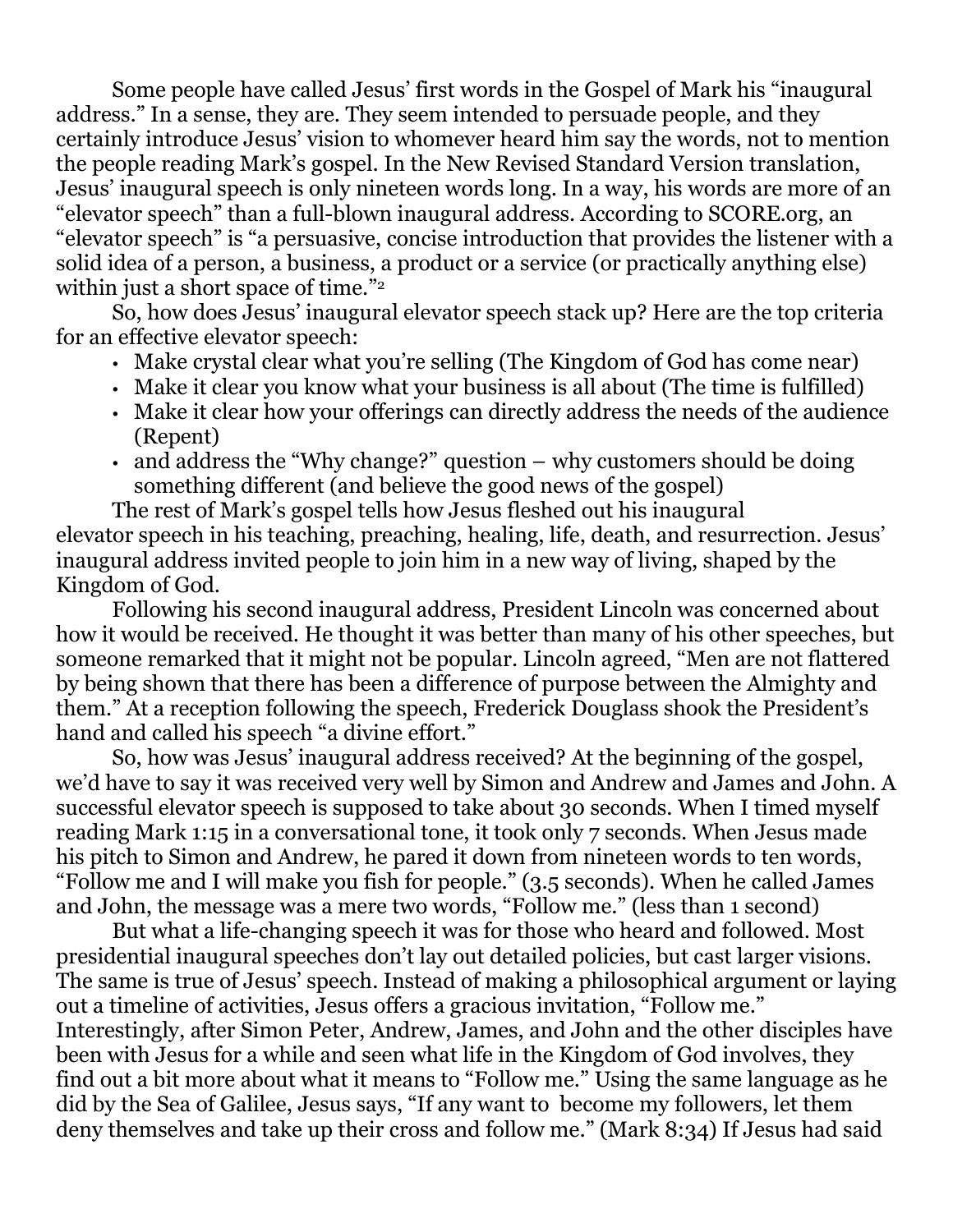Some people have called Jesus' first words in the Gospel of Mark his "inaugural address." In a sense, they are. They seem intended to persuade people, and they certainly introduce Jesus' vision to whomever heard him say the words, not to mention the people reading Mark's gospel. In the New Revised Standard Version translation, Jesus' inaugural speech is only nineteen words long. In a way, his words are more of an "elevator speech" than a full-blown inaugural address. According to SCORE.org, an "elevator speech" is "a persuasive, concise introduction that provides the listener with a solid idea of a person, a business, a product or a service (or practically anything else) within just a short space of time."[2]

So, how does Jesus' inaugural elevator speech stack up? Here are the top criteria for an effective elevator speech:

- Make crystal clear what you're selling (The Kingdom of God has come near)
- Make it clear you know what your business is all about (The time is fulfilled)
- Make it clear how your offerings can directly address the needs of the audience (Repent)
- and address the "Why change?" question – why customers should be doing something different (and believe the good news of the gospel)

The rest of Mark's gospel tells how Jesus fleshed out his inaugural elevator speech in his teaching, preaching, healing, life, death, and resurrection. Jesus' inaugural address invited people to join him in a new way of living, shaped by the Kingdom of God.

Following his second inaugural address, President Lincoln was concerned about how it would be received. He thought it was better than many of his other speeches, but someone remarked that it might not be popular. Lincoln agreed, "Men are not flattered by being shown that there has been a difference of purpose between the Almighty and them." At a reception following the speech, Frederick Douglass shook the President's hand and called his speech "a divine effort."

So, how was Jesus' inaugural address received? At the beginning of the gospel, we'd have to say it was received very well by Simon and Andrew and James and John. A successful elevator speech is supposed to take about 30 seconds. When I timed myself reading Mark 1:15 in a conversational tone, it took only 7 seconds. When Jesus made his pitch to Simon and Andrew, he pared it down from nineteen words to ten words, "Follow me and I will make you fish for people." (3.5 seconds). When he called James and John, the message was a mere two words, "Follow me." (less than 1 second)

But what a life-changing speech it was for those who heard and followed. Most presidential inaugural speeches don't lay out detailed policies, but cast larger visions. The same is true of Jesus' speech. Instead of making a philosophical argument or laying out a timeline of activities, Jesus offers a gracious invitation, "Follow me." Interestingly, after Simon Peter, Andrew, James, and John and the other disciples have been with Jesus for a while and seen what life in the Kingdom of God involves, they find out a bit more about what it means to "Follow me." Using the same language as he did by the Sea of Galilee, Jesus says, "If any want to become my followers, let them deny themselves and take up their cross and follow me." (Mark 8:34) If Jesus had said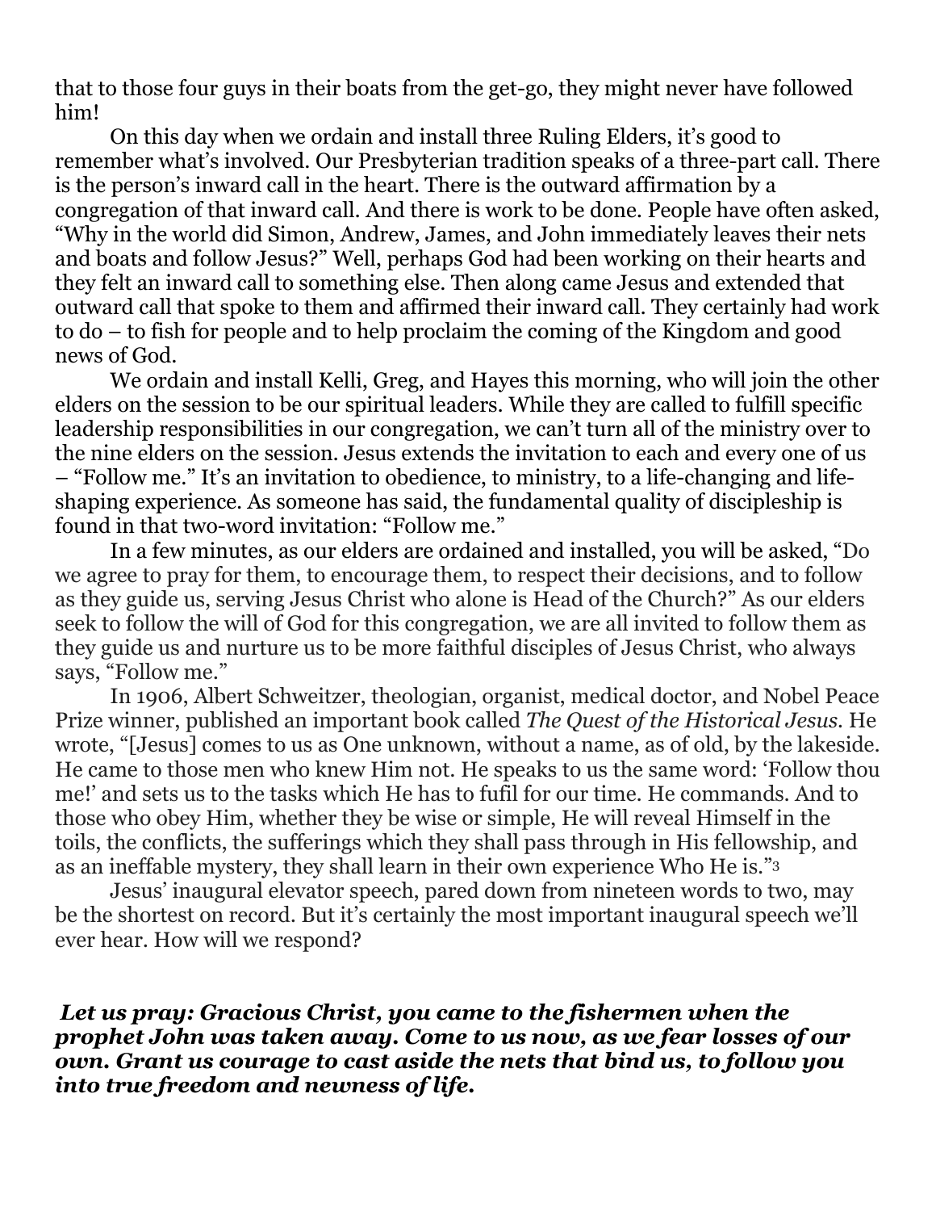that to those four guys in their boats from the get-go, they might never have followed him!

On this day when we ordain and install three Ruling Elders, it's good to remember what's involved. Our Presbyterian tradition speaks of a three-part call. There is the person's inward call in the heart. There is the outward affirmation by a congregation of that inward call. And there is work to be done. People have often asked, "Why in the world did Simon, Andrew, James, and John immediately leaves their nets and boats and follow Jesus?" Well, perhaps God had been working on their hearts and they felt an inward call to something else. Then along came Jesus and extended that outward call that spoke to them and affirmed their inward call. They certainly had work to do – to fish for people and to help proclaim the coming of the Kingdom and good news of God.

We ordain and install Kelli, Greg, and Hayes this morning, who will join the other elders on the session to be our spiritual leaders. While they are called to fulfill specific leadership responsibilities in our congregation, we can't turn all of the ministry over to the nine elders on the session. Jesus extends the invitation to each and every one of us – "Follow me." It's an invitation to obedience, to ministry, to a life-changing and life-shaping experience. As someone has said, the fundamental quality of discipleship is found in that two-word invitation: "Follow me."

In a few minutes, as our elders are ordained and installed, you will be asked, "Do we agree to pray for them, to encourage them, to respect their decisions, and to follow as they guide us, serving Jesus Christ who alone is Head of the Church?" As our elders seek to follow the will of God for this congregation, we are all invited to follow them as they guide us and nurture us to be more faithful disciples of Jesus Christ, who always says, "Follow me."

In 1906, Albert Schweitzer, theologian, organist, medical doctor, and Nobel Peace Prize winner, published an important book called *The Quest of the Historical Jesus.* He wrote, "[Jesus] comes to us as One unknown, without a name, as of old, by the lakeside. He came to those men who knew Him not. He speaks to us the same word: 'Follow thou me!' and sets us to the tasks which He has to fufil for our time. He commands. And to those who obey Him, whether they be wise or simple, He will reveal Himself in the toils, the conflicts, the sufferings which they shall pass through in His fellowship, and as an ineffable mystery, they shall learn in their own experience Who He is."[3]

Jesus' inaugural elevator speech, pared down from nineteen words to two, may be the shortest on record. But it's certainly the most important inaugural speech we'll ever hear. How will we respond?

***Let us pray: Gracious Christ, you came to the fishermen when the prophet John was taken away. Come to us now, as we fear losses of our own. Grant us courage to cast aside the nets that bind us, to follow you into true freedom and newness of life.***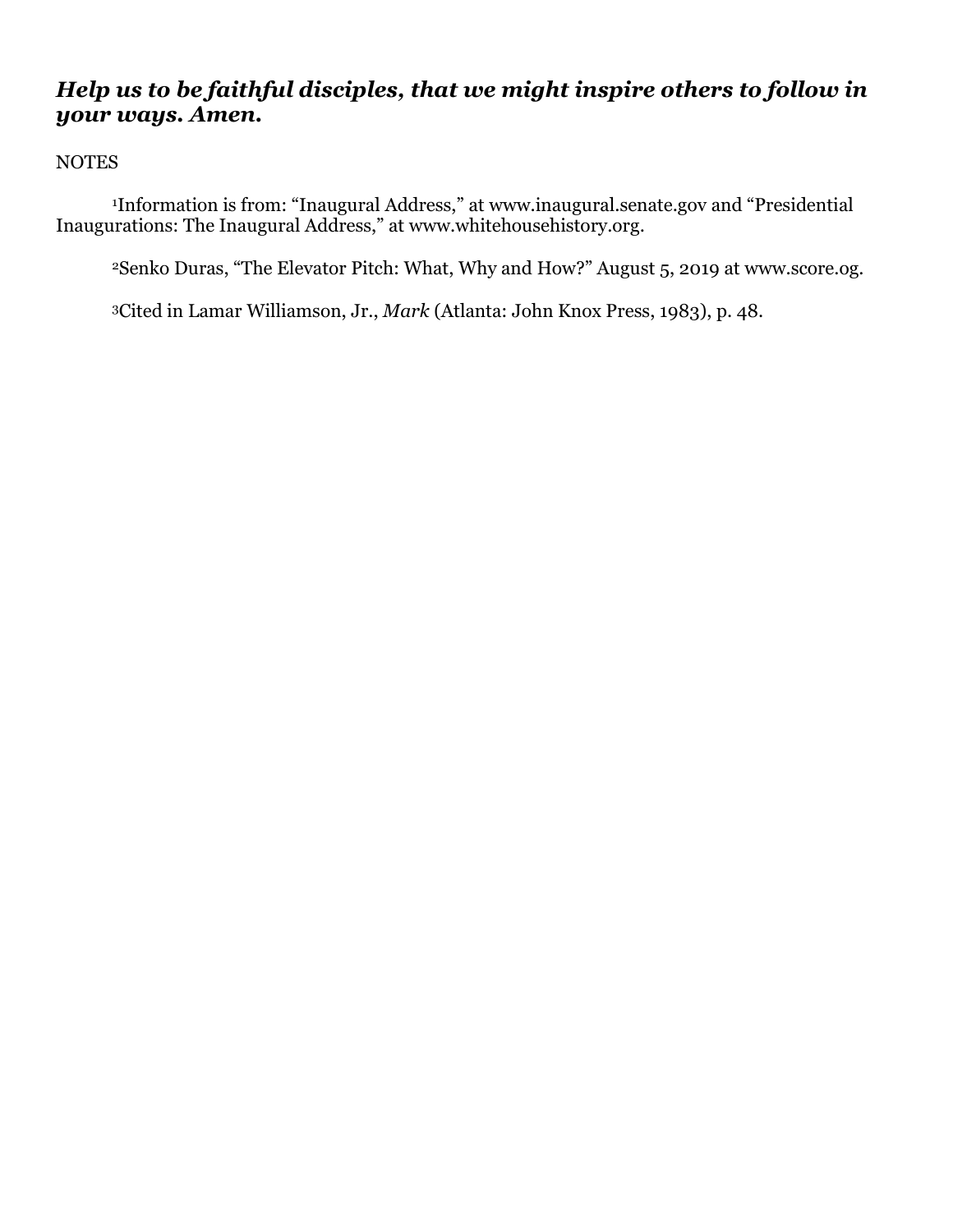***Help us to be faithful disciples, that we might inspire others to follow in your ways. Amen.***

NOTES

[1]Information is from: “Inaugural Address,” at www.inaugural.senate.gov and “Presidential Inaugurations: The Inaugural Address,” at www.whitehousehistory.org.

[2]Senko Duras, “The Elevator Pitch: What, Why and How?” August 5, 2019 at www.score.og.

[3]Cited in Lamar Williamson, Jr., *Mark* (Atlanta: John Knox Press, 1983), p. 48.